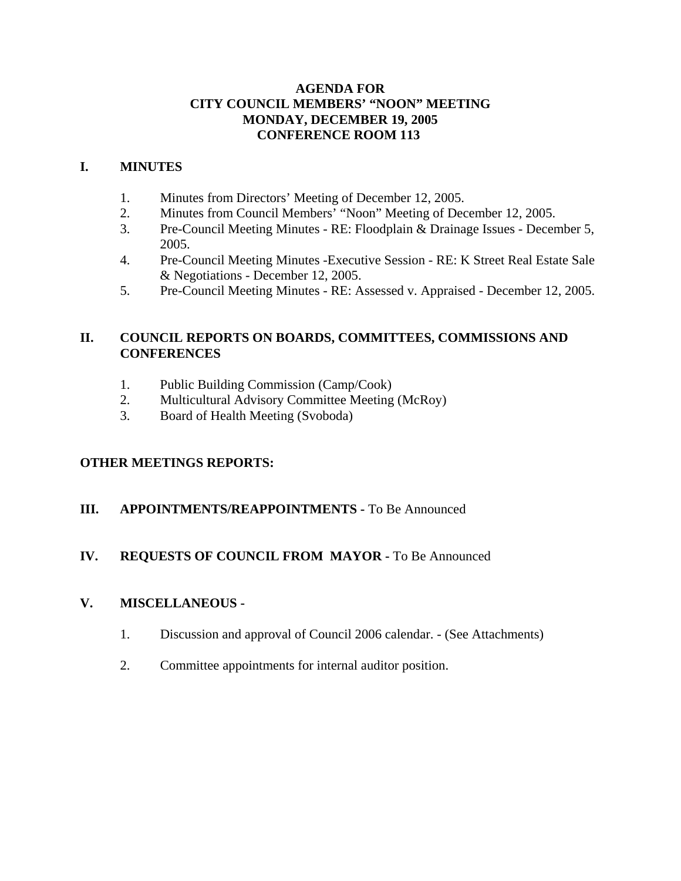# AGENDA FOR CITY COUNCIL MEMBERS' "NOON" MEETING MONDAY, DECEMBER 19, 2005 CONFERENCE ROOM 113

## I. MINUTES

1. Minutes from Directors' Meeting of December 12, 2005.
2. Minutes from Council Members' "Noon" Meeting of December 12, 2005.
3. Pre-Council Meeting Minutes - RE: Floodplain & Drainage Issues - December 5, 2005.
4. Pre-Council Meeting Minutes -Executive Session - RE: K Street Real Estate Sale & Negotiations - December 12, 2005.
5. Pre-Council Meeting Minutes - RE: Assessed v. Appraised - December 12, 2005.

## II. COUNCIL REPORTS ON BOARDS, COMMITTEES, COMMISSIONS AND CONFERENCES

1. Public Building Commission (Camp/Cook)
2. Multicultural Advisory Committee Meeting (McRoy)
3. Board of Health Meeting (Svoboda)

**OTHER MEETINGS REPORTS:**

## III. APPOINTMENTS/REAPPOINTMENTS - To Be Announced

## IV. REQUESTS OF COUNCIL FROM MAYOR - To Be Announced

## V. MISCELLANEOUS -

1. Discussion and approval of Council 2006 calendar. - (See Attachments)

2. Committee appointments for internal auditor position.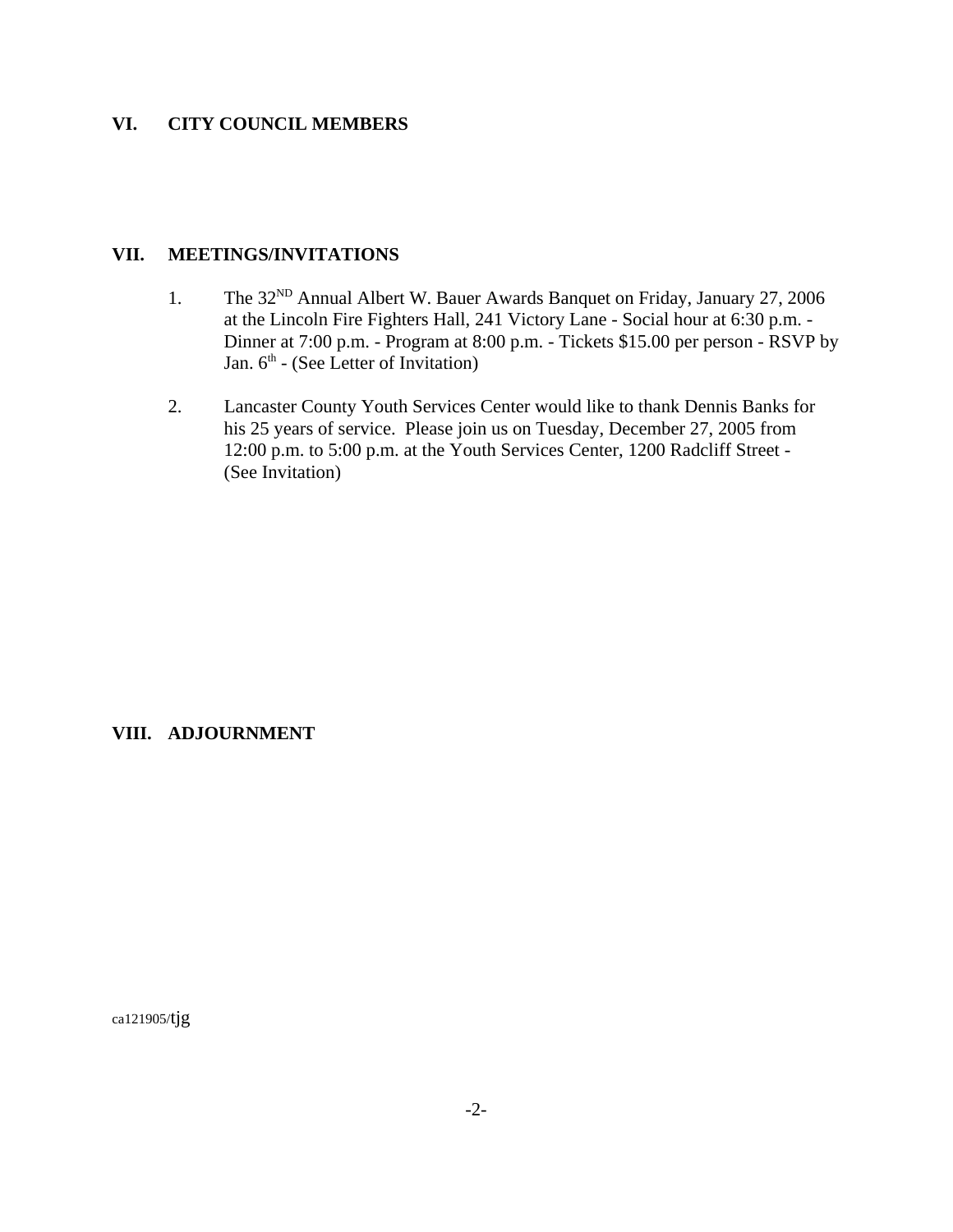## VI. CITY COUNCIL MEMBERS

## VII. MEETINGS/INVITATIONS

1. The 32ND Annual Albert W. Bauer Awards Banquet on Friday, January 27, 2006 at the Lincoln Fire Fighters Hall, 241 Victory Lane - Social hour at 6:30 p.m. - Dinner at 7:00 p.m. - Program at 8:00 p.m. - Tickets $15.00 per person - RSVP by Jan. 6th - (See Letter of Invitation)

2. Lancaster County Youth Services Center would like to thank Dennis Banks for his 25 years of service. Please join us on Tuesday, December 27, 2005 from 12:00 p.m. to 5:00 p.m. at the Youth Services Center, 1200 Radcliff Street - (See Invitation)

## VIII. ADJOURNMENT

ca121905/tjg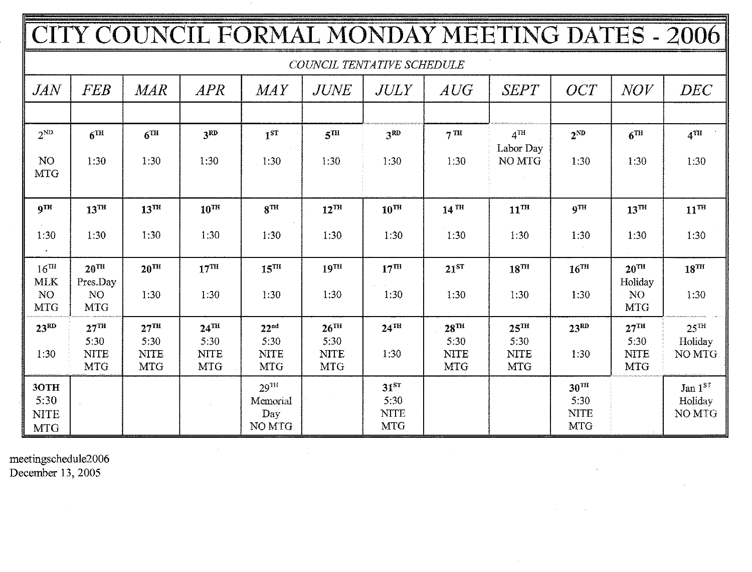# CITY COUNCIL FORMAL MONDAY MEETING DATES - 2006

*COUNCIL TENTATIVE SCHEDULE*

| *JAN* | *FEB* | *MAR* | *APR* | *MAY* | *JUNE* | *JULY* | *AUG* | *SEPT* | *OCT* | *NOV* | *DEC* |
|---|---|---|---|---|---|---|---|---|---|---|---|
| | | | | | | | | | | | |
| 2ND NO MTG | **6TH** 1:30 | **6TH** 1:30 | **3RD** 1:30 | **1ST** 1:30 | **5TH** 1:30 | **3RD** 1:30 | **7 TH** 1:30 | 4TH Labor Day NO MTG | **2ND** 1:30 | **6TH** 1:30 | **4TH** 1:30 |
| **9TH** 1:30 | **13TH** 1:30 | **13TH** 1:30 | **10TH** 1:30 | **8TH** 1:30 | **12TH** 1:30 | **10TH** 1:30 | **14 TH** 1:30 | **11TH** 1:30 | **9TH** 1:30 | **13TH** 1:30 | **11TH** 1:30 |
| 16TH MLK NO MTG | **20TH** Pres.Day NO MTG | **20TH** 1:30 | **17TH** 1:30 | **15TH** 1:30 | **19TH** 1:30 | **17TH** 1:30 | **21ST** 1:30 | **18TH** 1:30 | **16TH** 1:30 | **20TH** Holiday NO MTG | **18TH** 1:30 |
| **23RD** 1:30 | **27TH** 5:30 NITE MTG | **27TH** 5:30 NITE MTG | **24TH** 5:30 NITE MTG | **22nd** 5:30 NITE MTG | **26TH** 5:30 NITE MTG | **24TH** 1:30 | **28TH** 5:30 NITE MTG | **25TH** 5:30 NITE MTG | **23RD** 1:30 | **27TH** 5:30 NITE MTG | 25TH Holiday NO MTG |
| **3OTH** 5:30 NITE MTG | | | | 29TH Memorial Day NO MTG | | **31ST** 5:30 NITE MTG | | | **30TH** 5:30 NITE MTG | | Jan 1ST Holiday NO MTG |

meetingschedule2006
December 13, 2005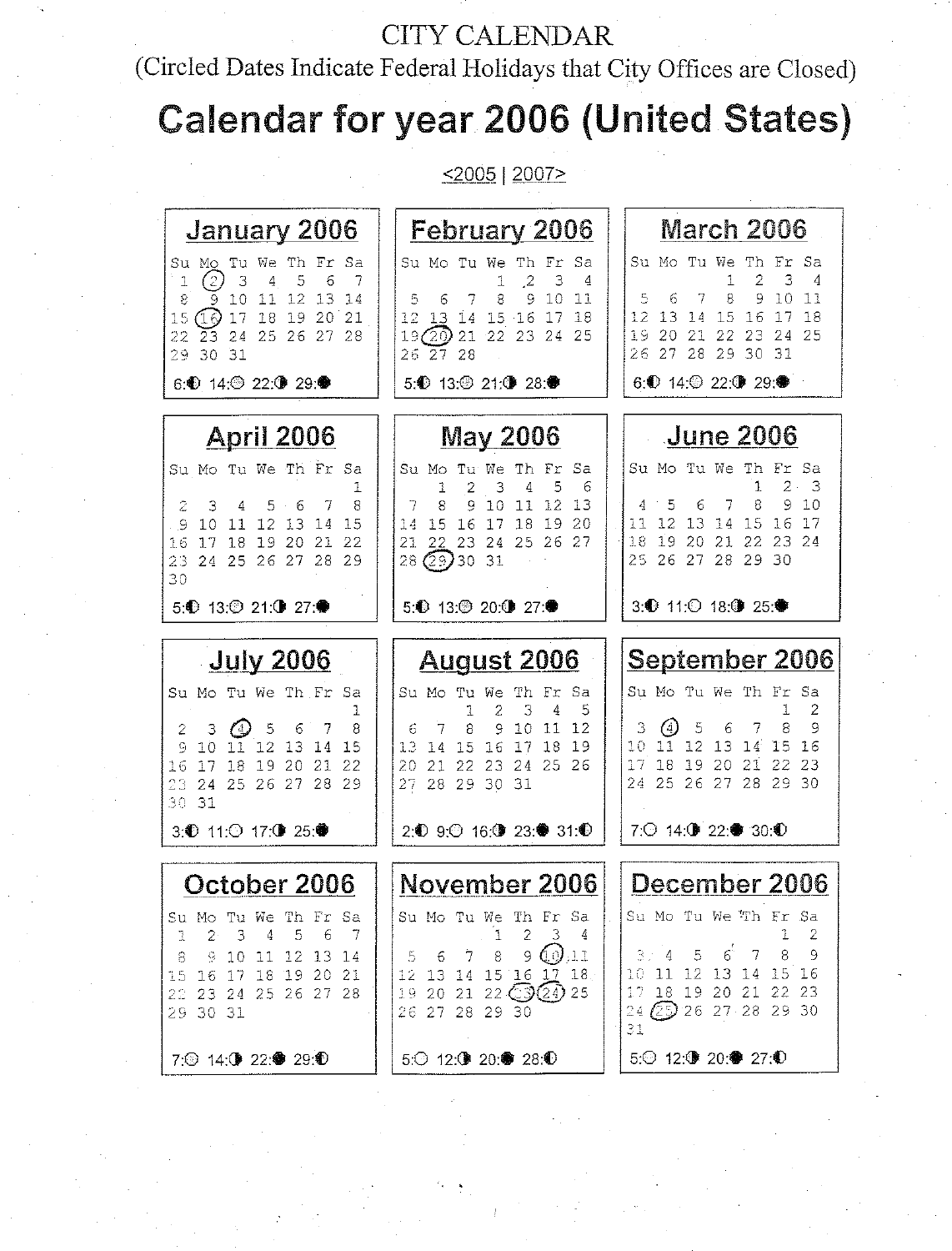CITY CALENDAR

(Circled Dates Indicate Federal Holidays that City Offices are Closed)

# Calendar for year 2006 (United States)

<2005 | 2007>

## January 2006

| Su | Mo | Tu | We | Th | Fr | Sa |
|---|---|---|---|---|---|---|
| 1 | (2) | 3 | 4 | 5 | 6 | 7 |
| 8 | 9 | 10 | 11 | 12 | 13 | 14 |
| 15 | (16) | 17 | 18 | 19 | 20 | 21 |
| 22 | 23 | 24 | 25 | 26 | 27 | 28 |
| 29 | 30 | 31 | | | | |

6:◐ 14:○ 22:◑ 29:●

## February 2006

| Su | Mo | Tu | We | Th | Fr | Sa |
|---|---|---|---|---|---|---|
| | | | 1 | 2 | 3 | 4 |
| 5 | 6 | 7 | 8 | 9 | 10 | 11 |
| 12 | 13 | 14 | 15 | 16 | 17 | 18 |
| 19 | (20) | 21 | 22 | 23 | 24 | 25 |
| 26 | 27 | 28 | | | | |

5:◐ 13:○ 21:◑ 28:●

## March 2006

| Su | Mo | Tu | We | Th | Fr | Sa |
|---|---|---|---|---|---|---|
| | | | 1 | 2 | 3 | 4 |
| 5 | 6 | 7 | 8 | 9 | 10 | 11 |
| 12 | 13 | 14 | 15 | 16 | 17 | 18 |
| 19 | 20 | 21 | 22 | 23 | 24 | 25 |
| 26 | 27 | 28 | 29 | 30 | 31 | |

6:◐ 14:○ 22:◑ 29:●

## April 2006

| Su | Mo | Tu | We | Th | Fr | Sa |
|---|---|---|---|---|---|---|
| | | | | | | 1 |
| 2 | 3 | 4 | 5 | 6 | 7 | 8 |
| 9 | 10 | 11 | 12 | 13 | 14 | 15 |
| 16 | 17 | 18 | 19 | 20 | 21 | 22 |
| 23 | 24 | 25 | 26 | 27 | 28 | 29 |
| 30 | | | | | | |

5:◐ 13:○ 21:◑ 27:●

## May 2006

| Su | Mo | Tu | We | Th | Fr | Sa |
|---|---|---|---|---|---|---|
| | 1 | 2 | 3 | 4 | 5 | 6 |
| 7 | 8 | 9 | 10 | 11 | 12 | 13 |
| 14 | 15 | 16 | 17 | 18 | 19 | 20 |
| 21 | 22 | 23 | 24 | 25 | 26 | 27 |
| 28 | (29) | 30 | 31 | | | |

5:◐ 13:○ 20:◑ 27:●

## June 2006

| Su | Mo | Tu | We | Th | Fr | Sa |
|---|---|---|---|---|---|---|
| | | | | 1 | 2 | 3 |
| 4 | 5 | 6 | 7 | 8 | 9 | 10 |
| 11 | 12 | 13 | 14 | 15 | 16 | 17 |
| 18 | 19 | 20 | 21 | 22 | 23 | 24 |
| 25 | 26 | 27 | 28 | 29 | 30 | |

3:◐ 11:○ 18:◑ 25:●

## July 2006

| Su | Mo | Tu | We | Th | Fr | Sa |
|---|---|---|---|---|---|---|
| | | | | | | 1 |
| 2 | 3 | (4) | 5 | 6 | 7 | 8 |
| 9 | 10 | 11 | 12 | 13 | 14 | 15 |
| 16 | 17 | 18 | 19 | 20 | 21 | 22 |
| 23 | 24 | 25 | 26 | 27 | 28 | 29 |
| 30 | 31 | | | | | |

3:◐ 11:○ 17:◑ 25:●

## August 2006

| Su | Mo | Tu | We | Th | Fr | Sa |
|---|---|---|---|---|---|---|
| | | 1 | 2 | 3 | 4 | 5 |
| 6 | 7 | 8 | 9 | 10 | 11 | 12 |
| 13 | 14 | 15 | 16 | 17 | 18 | 19 |
| 20 | 21 | 22 | 23 | 24 | 25 | 26 |
| 27 | 28 | 29 | 30 | 31 | | |

2:◐ 9:○ 16:◑ 23:● 31:◐

## September 2006

| Su | Mo | Tu | We | Th | Fr | Sa |
|---|---|---|---|---|---|---|
| | | | | | 1 | 2 |
| 3 | (4) | 5 | 6 | 7 | 8 | 9 |
| 10 | 11 | 12 | 13 | 14 | 15 | 16 |
| 17 | 18 | 19 | 20 | 21 | 22 | 23 |
| 24 | 25 | 26 | 27 | 28 | 29 | 30 |

7:○ 14:◑ 22:● 30:◐

## October 2006

| Su | Mo | Tu | We | Th | Fr | Sa |
|---|---|---|---|---|---|---|
| 1 | 2 | 3 | 4 | 5 | 6 | 7 |
| 8 | 9 | 10 | 11 | 12 | 13 | 14 |
| 15 | 16 | 17 | 18 | 19 | 20 | 21 |
| 22 | 23 | 24 | 25 | 26 | 27 | 28 |
| 29 | 30 | 31 | | | | |

7:○ 14:◑ 22:● 29:◐

## November 2006

| Su | Mo | Tu | We | Th | Fr | Sa |
|---|---|---|---|---|---|---|
| | | | 1 | 2 | 3 | 4 |
| 5 | 6 | 7 | 8 | 9 | (10) | 11 |
| 12 | 13 | 14 | 15 | 16 | 17 | 18 |
| 19 | 20 | 21 | 22 | (23) | (24) | 25 |
| 26 | 27 | 28 | 29 | 30 | | |

5:○ 12:◑ 20:● 28:◐

## December 2006

| Su | Mo | Tu | We | Th | Fr | Sa |
|---|---|---|---|---|---|---|
| | | | | | 1 | 2 |
| 3 | 4 | 5 | 6 | 7 | 8 | 9 |
| 10 | 11 | 12 | 13 | 14 | 15 | 16 |
| 17 | 18 | 19 | 20 | 21 | 22 | 23 |
| 24 | (25) | 26 | 27 | 28 | 29 | 30 |
| 31 | | | | | | |

5:○ 12:◑ 20:● 27:◐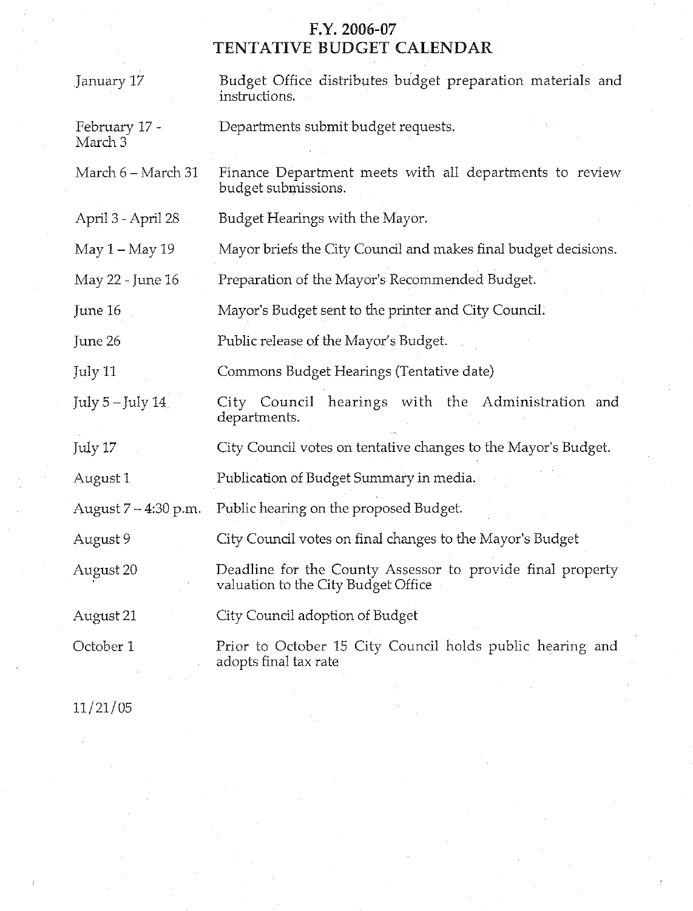# F.Y. 2006-07
# TENTATIVE BUDGET CALENDAR

| Date | Activity |
|---|---|
| January 17 | Budget Office distributes budget preparation materials and instructions. |
| February 17 - March 3 | Departments submit budget requests. |
| March 6 – March 31 | Finance Department meets with all departments to review budget submissions. |
| April 3 - April 28 | Budget Hearings with the Mayor. |
| May 1 – May 19 | Mayor briefs the City Council and makes final budget decisions. |
| May 22 - June 16 | Preparation of the Mayor's Recommended Budget. |
| June 16 | Mayor's Budget sent to the printer and City Council. |
| June 26 | Public release of the Mayor's Budget. |
| July 11 | Commons Budget Hearings (Tentative date) |
| July 5 – July 14 | City Council hearings with the Administration and departments. |
| July 17 | City Council votes on tentative changes to the Mayor's Budget. |
| August 1 | Publication of Budget Summary in media. |
| August 7 – 4:30 p.m. | Public hearing on the proposed Budget. |
| August 9 | City Council votes on final changes to the Mayor's Budget |
| August 20 | Deadline for the County Assessor to provide final property valuation to the City Budget Office |
| August 21 | City Council adoption of Budget |
| October 1 | Prior to October 15 City Council holds public hearing and adopts final tax rate |

11/21/05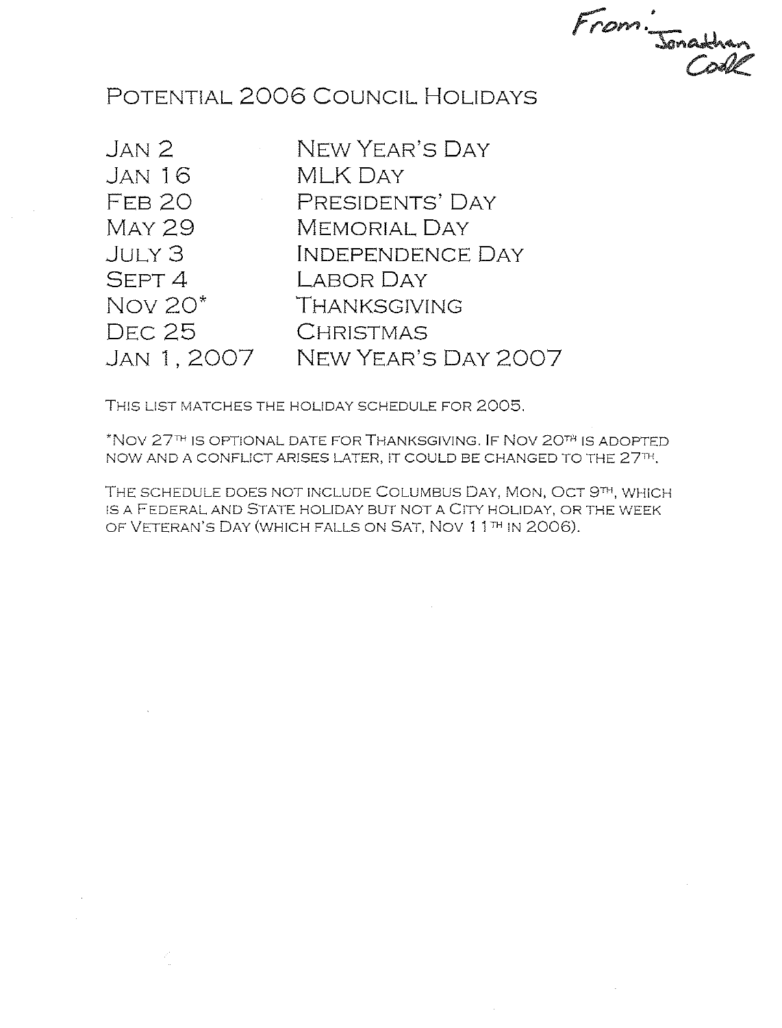From: Jonathan Code

# Potential 2006 Council Holidays

| | |
|---|---|
| Jan 2 | New Year's Day |
| Jan 16 | MLK Day |
| Feb 20 | Presidents' Day |
| May 29 | Memorial Day |
| July 3 | Independence Day |
| Sept 4 | Labor Day |
| Nov 20* | Thanksgiving |
| Dec 25 | Christmas |
| Jan 1, 2007 | New Year's Day 2007 |

This list matches the holiday schedule for 2005.

*Nov 27th is optional date for Thanksgiving. If Nov 20th is adopted now and a conflict arises later, it could be changed to the 27th.

The schedule does not include Columbus Day, Mon, Oct 9th, which is a Federal and State holiday but not a City holiday, or the week of Veteran's Day (which falls on Sat, Nov 11th in 2006).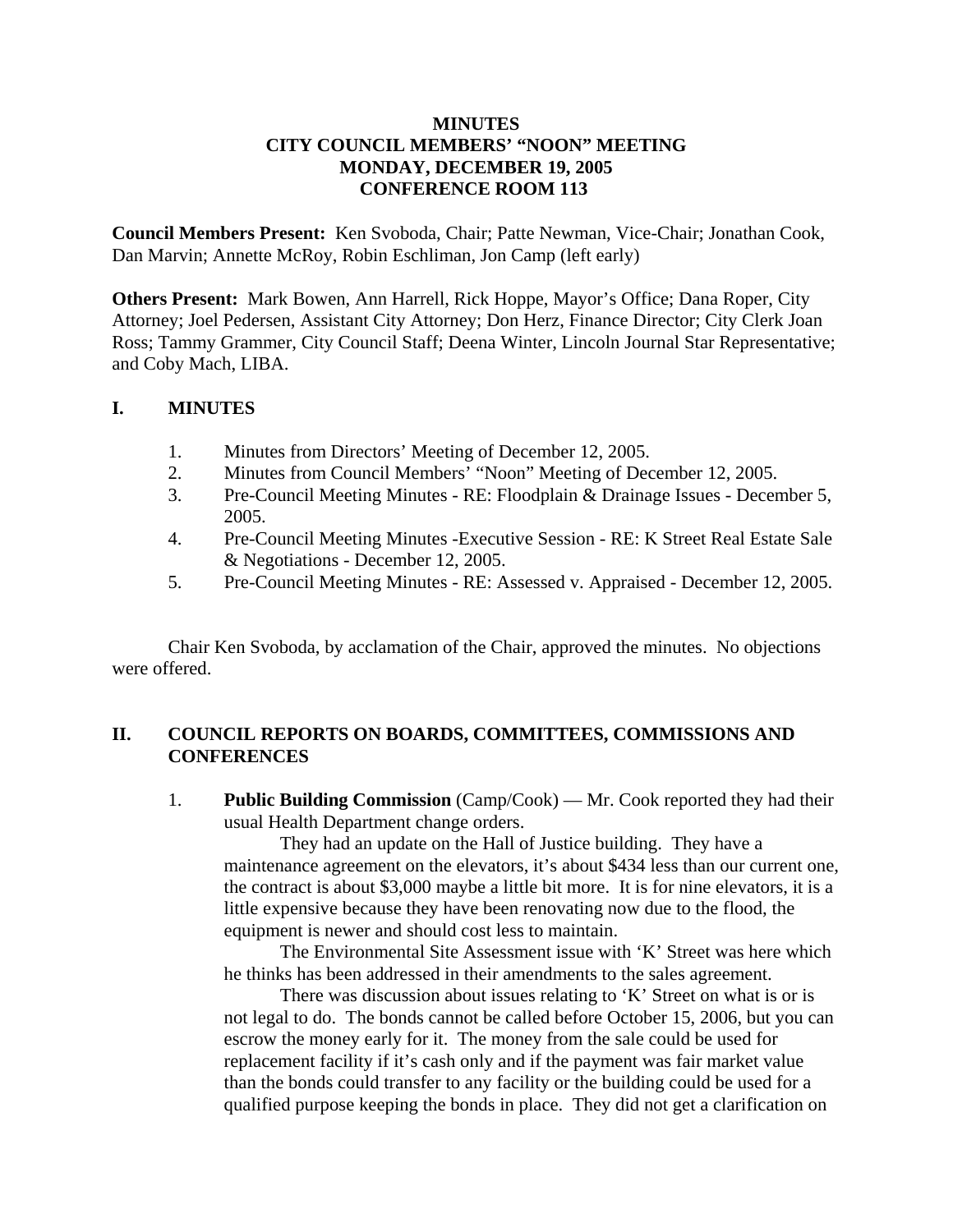**MINUTES**
**CITY COUNCIL MEMBERS' "NOON" MEETING**
**MONDAY, DECEMBER 19, 2005**
**CONFERENCE ROOM 113**

**Council Members Present:** Ken Svoboda, Chair; Patte Newman, Vice-Chair; Jonathan Cook, Dan Marvin; Annette McRoy, Robin Eschliman, Jon Camp (left early)

**Others Present:** Mark Bowen, Ann Harrell, Rick Hoppe, Mayor's Office; Dana Roper, City Attorney; Joel Pedersen, Assistant City Attorney; Don Herz, Finance Director; City Clerk Joan Ross; Tammy Grammer, City Council Staff; Deena Winter, Lincoln Journal Star Representative; and Coby Mach, LIBA.

## I. MINUTES

1. Minutes from Directors' Meeting of December 12, 2005.
2. Minutes from Council Members' "Noon" Meeting of December 12, 2005.
3. Pre-Council Meeting Minutes - RE: Floodplain & Drainage Issues - December 5, 2005.
4. Pre-Council Meeting Minutes -Executive Session - RE: K Street Real Estate Sale & Negotiations - December 12, 2005.
5. Pre-Council Meeting Minutes - RE: Assessed v. Appraised - December 12, 2005.

Chair Ken Svoboda, by acclamation of the Chair, approved the minutes. No objections were offered.

## II. COUNCIL REPORTS ON BOARDS, COMMITTEES, COMMISSIONS AND CONFERENCES

1. **Public Building Commission** (Camp/Cook) — Mr. Cook reported they had their usual Health Department change orders.

   They had an update on the Hall of Justice building. They have a maintenance agreement on the elevators, it's about $434 less than our current one, the contract is about $3,000 maybe a little bit more. It is for nine elevators, it is a little expensive because they have been renovating now due to the flood, the equipment is newer and should cost less to maintain.

   The Environmental Site Assessment issue with 'K' Street was here which he thinks has been addressed in their amendments to the sales agreement.

   There was discussion about issues relating to 'K' Street on what is or is not legal to do. The bonds cannot be called before October 15, 2006, but you can escrow the money early for it. The money from the sale could be used for replacement facility if it's cash only and if the payment was fair market value than the bonds could transfer to any facility or the building could be used for a qualified purpose keeping the bonds in place. They did not get a clarification on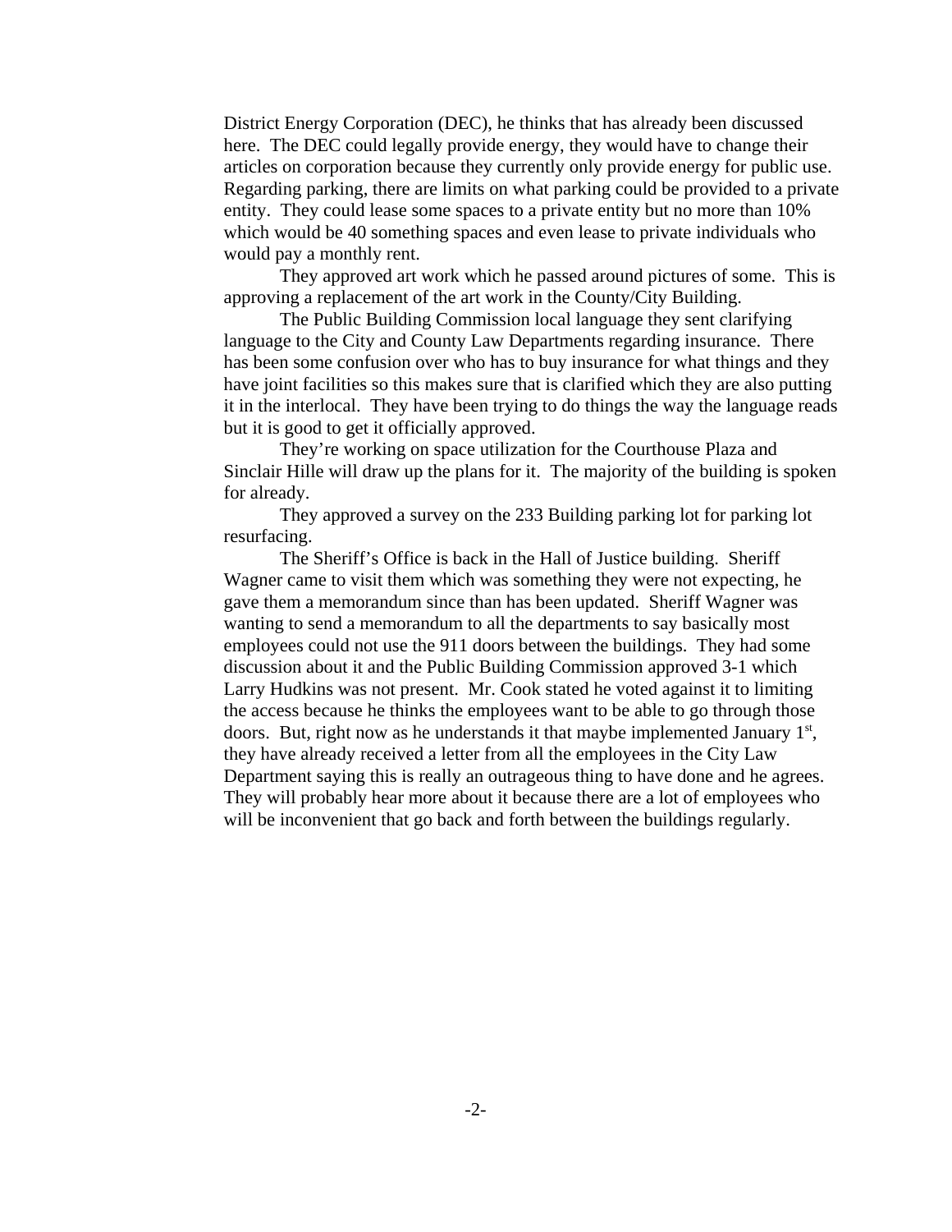District Energy Corporation (DEC), he thinks that has already been discussed here. The DEC could legally provide energy, they would have to change their articles on corporation because they currently only provide energy for public use. Regarding parking, there are limits on what parking could be provided to a private entity. They could lease some spaces to a private entity but no more than 10% which would be 40 something spaces and even lease to private individuals who would pay a monthly rent.

They approved art work which he passed around pictures of some. This is approving a replacement of the art work in the County/City Building.

The Public Building Commission local language they sent clarifying language to the City and County Law Departments regarding insurance. There has been some confusion over who has to buy insurance for what things and they have joint facilities so this makes sure that is clarified which they are also putting it in the interlocal. They have been trying to do things the way the language reads but it is good to get it officially approved.

They're working on space utilization for the Courthouse Plaza and Sinclair Hille will draw up the plans for it. The majority of the building is spoken for already.

They approved a survey on the 233 Building parking lot for parking lot resurfacing.

The Sheriff's Office is back in the Hall of Justice building. Sheriff Wagner came to visit them which was something they were not expecting, he gave them a memorandum since than has been updated. Sheriff Wagner was wanting to send a memorandum to all the departments to say basically most employees could not use the 911 doors between the buildings. They had some discussion about it and the Public Building Commission approved 3-1 which Larry Hudkins was not present. Mr. Cook stated he voted against it to limiting the access because he thinks the employees want to be able to go through those doors. But, right now as he understands it that maybe implemented January 1st, they have already received a letter from all the employees in the City Law Department saying this is really an outrageous thing to have done and he agrees. They will probably hear more about it because there are a lot of employees who will be inconvenient that go back and forth between the buildings regularly.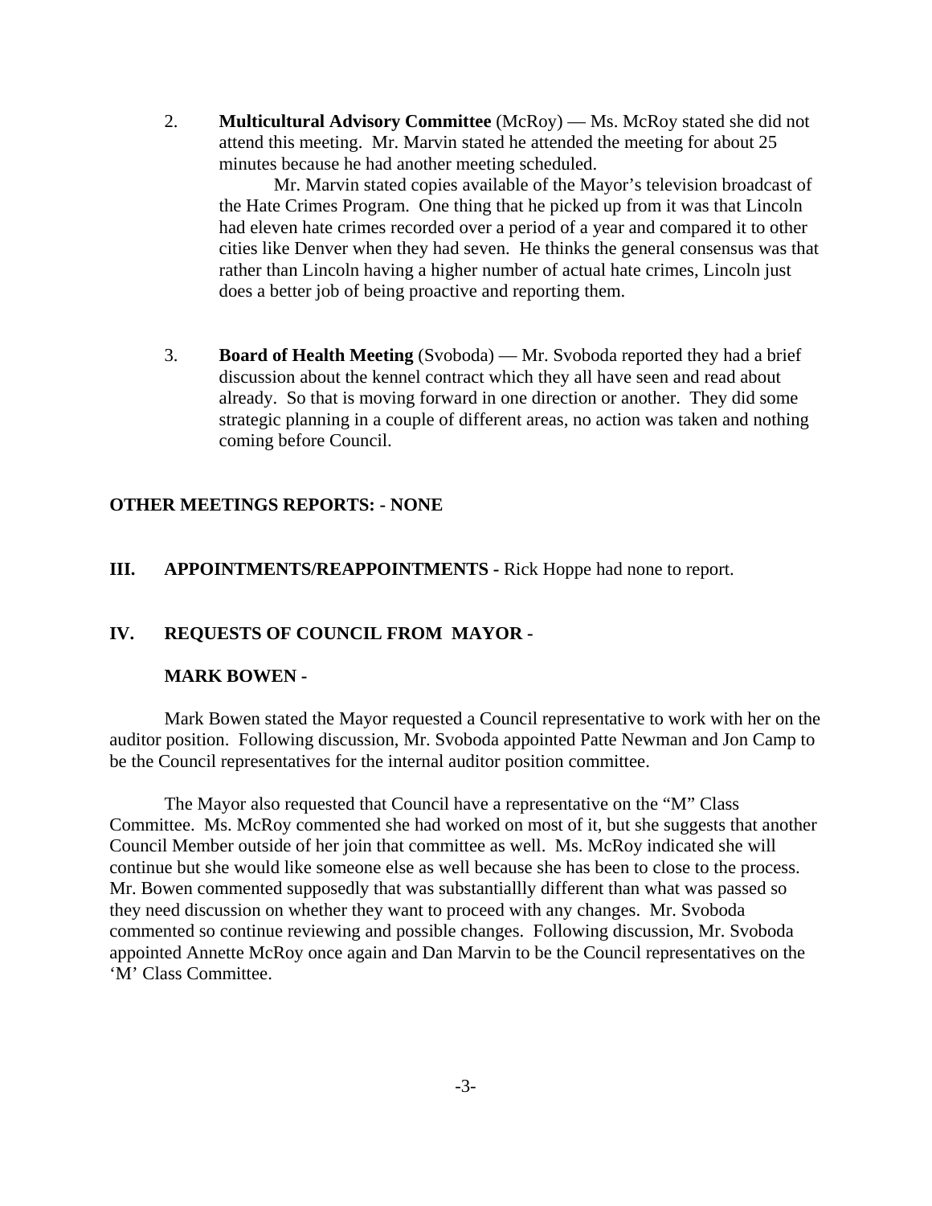2. **Multicultural Advisory Committee** (McRoy) — Ms. McRoy stated she did not attend this meeting. Mr. Marvin stated he attended the meeting for about 25 minutes because he had another meeting scheduled.

   Mr. Marvin stated copies available of the Mayor's television broadcast of the Hate Crimes Program. One thing that he picked up from it was that Lincoln had eleven hate crimes recorded over a period of a year and compared it to other cities like Denver when they had seven. He thinks the general consensus was that rather than Lincoln having a higher number of actual hate crimes, Lincoln just does a better job of being proactive and reporting them.

3. **Board of Health Meeting** (Svoboda) — Mr. Svoboda reported they had a brief discussion about the kennel contract which they all have seen and read about already. So that is moving forward in one direction or another. They did some strategic planning in a couple of different areas, no action was taken and nothing coming before Council.

**OTHER MEETINGS REPORTS: - NONE**

**III. APPOINTMENTS/REAPPOINTMENTS -** Rick Hoppe had none to report.

**IV. REQUESTS OF COUNCIL FROM MAYOR -**

**MARK BOWEN -**

Mark Bowen stated the Mayor requested a Council representative to work with her on the auditor position. Following discussion, Mr. Svoboda appointed Patte Newman and Jon Camp to be the Council representatives for the internal auditor position committee.

The Mayor also requested that Council have a representative on the "M" Class Committee. Ms. McRoy commented she had worked on most of it, but she suggests that another Council Member outside of her join that committee as well. Ms. McRoy indicated she will continue but she would like someone else as well because she has been to close to the process. Mr. Bowen commented supposedly that was substantiallly different than what was passed so they need discussion on whether they want to proceed with any changes. Mr. Svoboda commented so continue reviewing and possible changes. Following discussion, Mr. Svoboda appointed Annette McRoy once again and Dan Marvin to be the Council representatives on the 'M' Class Committee.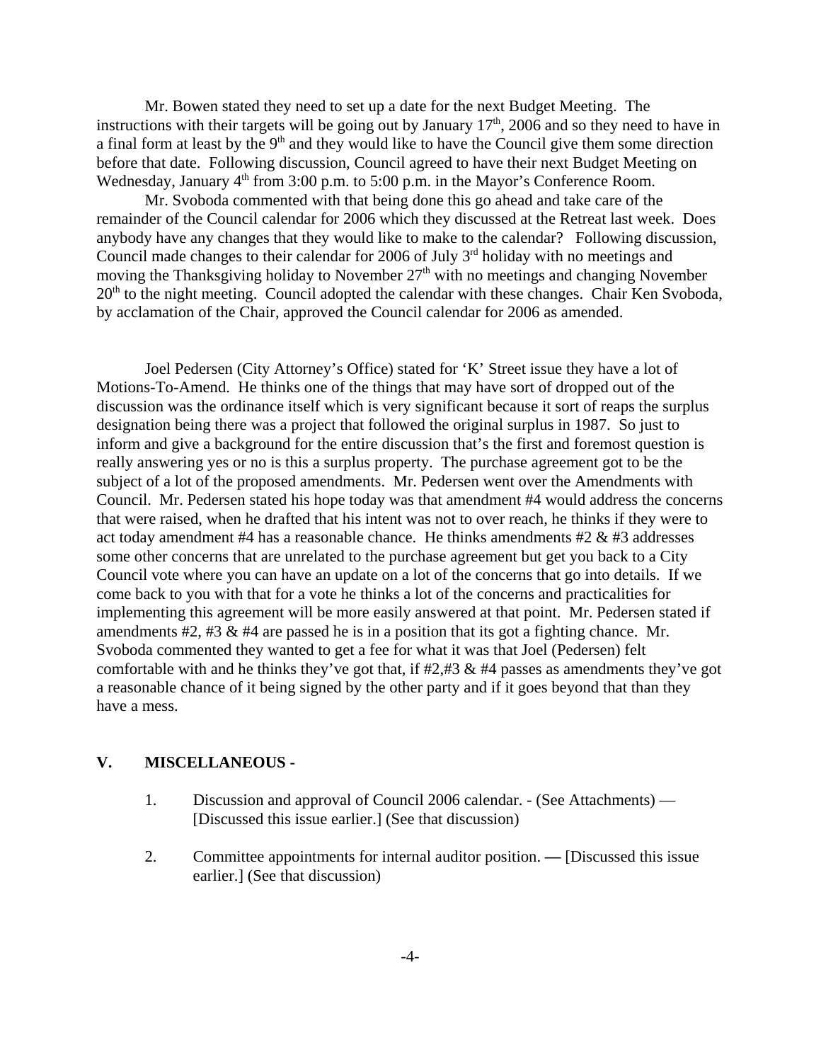Mr. Bowen stated they need to set up a date for the next Budget Meeting. The instructions with their targets will be going out by January 17th, 2006 and so they need to have in a final form at least by the 9th and they would like to have the Council give them some direction before that date. Following discussion, Council agreed to have their next Budget Meeting on Wednesday, January 4th from 3:00 p.m. to 5:00 p.m. in the Mayor's Conference Room.

Mr. Svoboda commented with that being done this go ahead and take care of the remainder of the Council calendar for 2006 which they discussed at the Retreat last week. Does anybody have any changes that they would like to make to the calendar? Following discussion, Council made changes to their calendar for 2006 of July 3rd holiday with no meetings and moving the Thanksgiving holiday to November 27th with no meetings and changing November 20th to the night meeting. Council adopted the calendar with these changes. Chair Ken Svoboda, by acclamation of the Chair, approved the Council calendar for 2006 as amended.

Joel Pedersen (City Attorney's Office) stated for 'K' Street issue they have a lot of Motions-To-Amend. He thinks one of the things that may have sort of dropped out of the discussion was the ordinance itself which is very significant because it sort of reaps the surplus designation being there was a project that followed the original surplus in 1987. So just to inform and give a background for the entire discussion that's the first and foremost question is really answering yes or no is this a surplus property. The purchase agreement got to be the subject of a lot of the proposed amendments. Mr. Pedersen went over the Amendments with Council. Mr. Pedersen stated his hope today was that amendment #4 would address the concerns that were raised, when he drafted that his intent was not to over reach, he thinks if they were to act today amendment #4 has a reasonable chance. He thinks amendments #2 & #3 addresses some other concerns that are unrelated to the purchase agreement but get you back to a City Council vote where you can have an update on a lot of the concerns that go into details. If we come back to you with that for a vote he thinks a lot of the concerns and practicalities for implementing this agreement will be more easily answered at that point. Mr. Pedersen stated if amendments #2, #3 & #4 are passed he is in a position that its got a fighting chance. Mr. Svoboda commented they wanted to get a fee for what it was that Joel (Pedersen) felt comfortable with and he thinks they've got that, if #2,#3 & #4 passes as amendments they've got a reasonable chance of it being signed by the other party and if it goes beyond that than they have a mess.

## V. MISCELLANEOUS -

1. Discussion and approval of Council 2006 calendar. - (See Attachments) — [Discussed this issue earlier.] (See that discussion)

2. Committee appointments for internal auditor position. — [Discussed this issue earlier.] (See that discussion)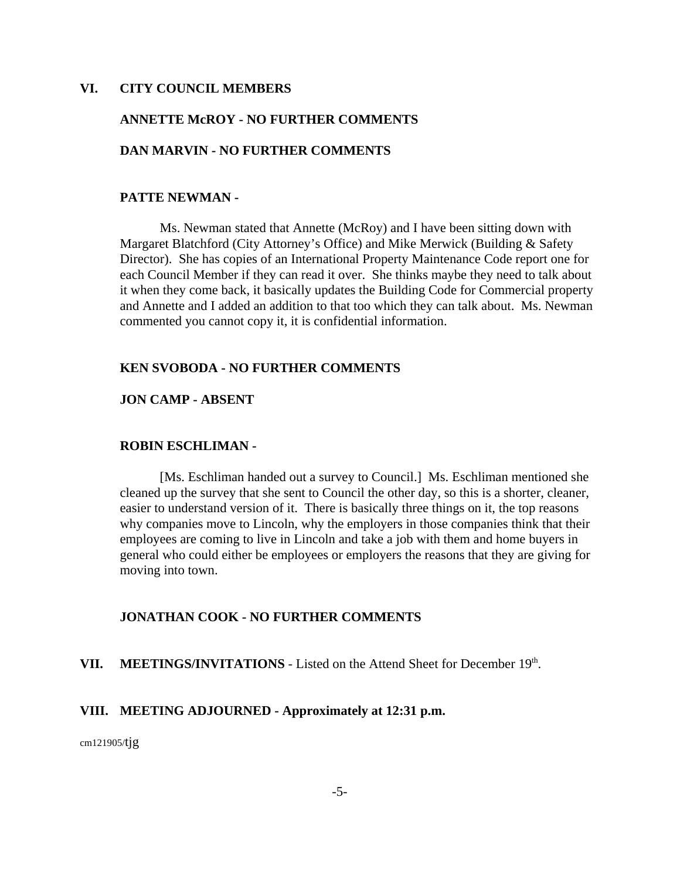## VI. CITY COUNCIL MEMBERS

**ANNETTE McROY - NO FURTHER COMMENTS**

**DAN MARVIN - NO FURTHER COMMENTS**

**PATTE NEWMAN -**

Ms. Newman stated that Annette (McRoy) and I have been sitting down with Margaret Blatchford (City Attorney's Office) and Mike Merwick (Building & Safety Director). She has copies of an International Property Maintenance Code report one for each Council Member if they can read it over. She thinks maybe they need to talk about it when they come back, it basically updates the Building Code for Commercial property and Annette and I added an addition to that too which they can talk about. Ms. Newman commented you cannot copy it, it is confidential information.

**KEN SVOBODA - NO FURTHER COMMENTS**

**JON CAMP - ABSENT**

**ROBIN ESCHLIMAN -**

[Ms. Eschliman handed out a survey to Council.] Ms. Eschliman mentioned she cleaned up the survey that she sent to Council the other day, so this is a shorter, cleaner, easier to understand version of it. There is basically three things on it, the top reasons why companies move to Lincoln, why the employers in those companies think that their employees are coming to live in Lincoln and take a job with them and home buyers in general who could either be employees or employers the reasons that they are giving for moving into town.

**JONATHAN COOK - NO FURTHER COMMENTS**

## VII. MEETINGS/INVITATIONS - Listed on the Attend Sheet for December 19th.

## VIII. MEETING ADJOURNED - Approximately at 12:31 p.m.

cm121905/tjg